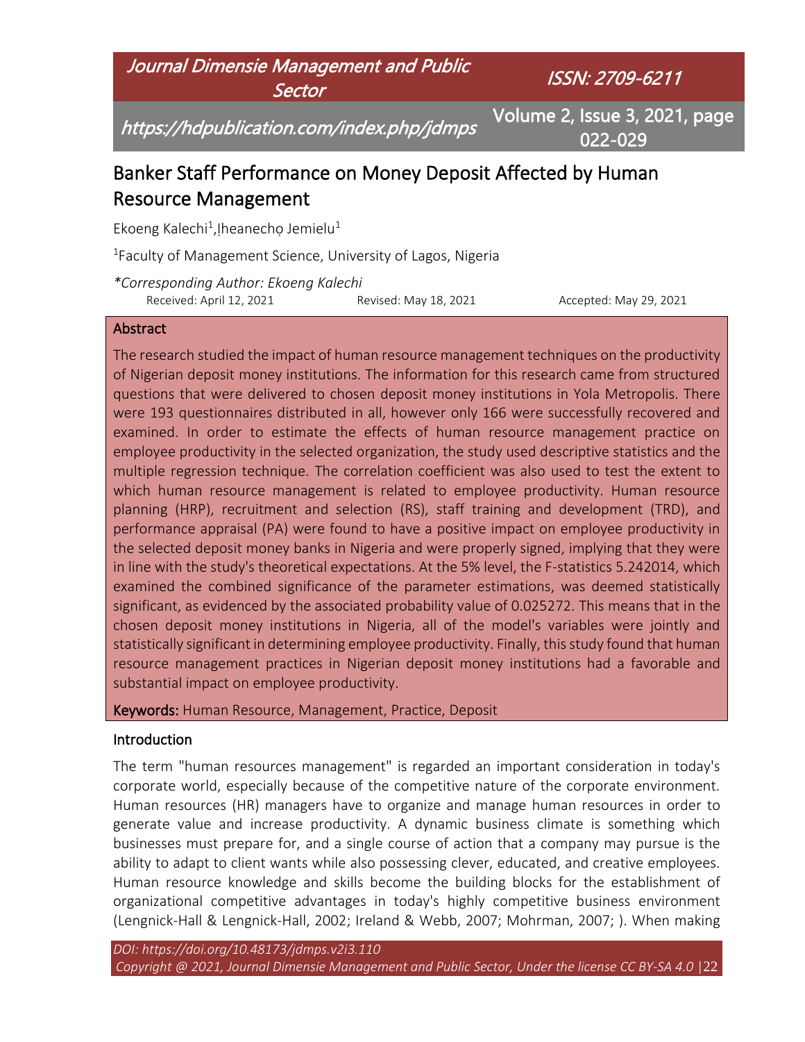# Banker Staff Performance on Money Deposit Affected by Human Resource Management

Ekoeng Kalechi[1], Iheanechọ Jemielu[1]

[1]Faculty of Management Science, University of Lagos, Nigeria

*\*Corresponding Author: Ekoeng Kalechi*

Received: April 12, 2021    Revised: May 18, 2021    Accepted: May 29, 2021

## Abstract

The research studied the impact of human resource management techniques on the productivity of Nigerian deposit money institutions. The information for this research came from structured questions that were delivered to chosen deposit money institutions in Yola Metropolis. There were 193 questionnaires distributed in all, however only 166 were successfully recovered and examined. In order to estimate the effects of human resource management practice on employee productivity in the selected organization, the study used descriptive statistics and the multiple regression technique. The correlation coefficient was also used to test the extent to which human resource management is related to employee productivity. Human resource planning (HRP), recruitment and selection (RS), staff training and development (TRD), and performance appraisal (PA) were found to have a positive impact on employee productivity in the selected deposit money banks in Nigeria and were properly signed, implying that they were in line with the study's theoretical expectations. At the 5% level, the F-statistics 5.242014, which examined the combined significance of the parameter estimations, was deemed statistically significant, as evidenced by the associated probability value of 0.025272. This means that in the chosen deposit money institutions in Nigeria, all of the model's variables were jointly and statistically significant in determining employee productivity. Finally, this study found that human resource management practices in Nigerian deposit money institutions had a favorable and substantial impact on employee productivity.

**Keywords:** Human Resource, Management, Practice, Deposit

## Introduction

The term "human resources management" is regarded an important consideration in today's corporate world, especially because of the competitive nature of the corporate environment. Human resources (HR) managers have to organize and manage human resources in order to generate value and increase productivity. A dynamic business climate is something which businesses must prepare for, and a single course of action that a company may pursue is the ability to adapt to client wants while also possessing clever, educated, and creative employees. Human resource knowledge and skills become the building blocks for the establishment of organizational competitive advantages in today's highly competitive business environment (Lengnick-Hall & Lengnick-Hall, 2002; Ireland & Webb, 2007; Mohrman, 2007; ). When making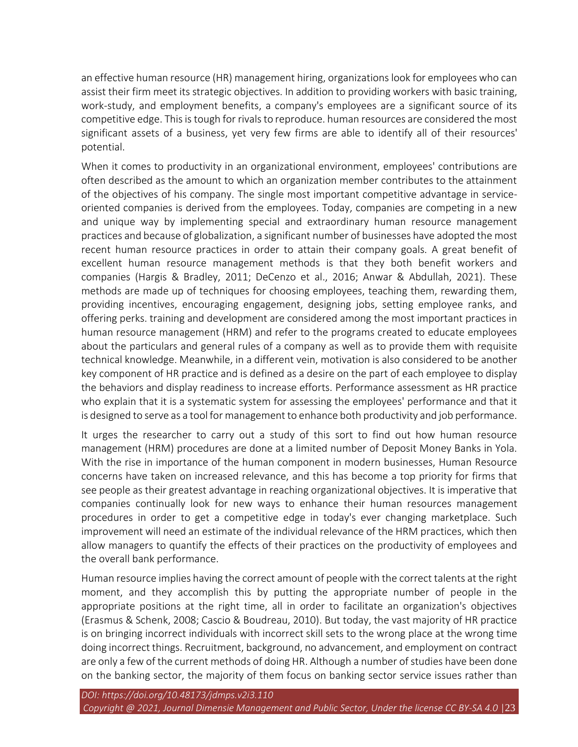an effective human resource (HR) management hiring, organizations look for employees who can assist their firm meet its strategic objectives. In addition to providing workers with basic training, work-study, and employment benefits, a company's employees are a significant source of its competitive edge. This is tough for rivals to reproduce. human resources are considered the most significant assets of a business, yet very few firms are able to identify all of their resources' potential.

When it comes to productivity in an organizational environment, employees' contributions are often described as the amount to which an organization member contributes to the attainment of the objectives of his company. The single most important competitive advantage in service-oriented companies is derived from the employees. Today, companies are competing in a new and unique way by implementing special and extraordinary human resource management practices and because of globalization, a significant number of businesses have adopted the most recent human resource practices in order to attain their company goals. A great benefit of excellent human resource management methods is that they both benefit workers and companies (Hargis & Bradley, 2011; DeCenzo et al., 2016; Anwar & Abdullah, 2021). These methods are made up of techniques for choosing employees, teaching them, rewarding them, providing incentives, encouraging engagement, designing jobs, setting employee ranks, and offering perks. training and development are considered among the most important practices in human resource management (HRM) and refer to the programs created to educate employees about the particulars and general rules of a company as well as to provide them with requisite technical knowledge. Meanwhile, in a different vein, motivation is also considered to be another key component of HR practice and is defined as a desire on the part of each employee to display the behaviors and display readiness to increase efforts. Performance assessment as HR practice who explain that it is a systematic system for assessing the employees' performance and that it is designed to serve as a tool for management to enhance both productivity and job performance.

It urges the researcher to carry out a study of this sort to find out how human resource management (HRM) procedures are done at a limited number of Deposit Money Banks in Yola. With the rise in importance of the human component in modern businesses, Human Resource concerns have taken on increased relevance, and this has become a top priority for firms that see people as their greatest advantage in reaching organizational objectives. It is imperative that companies continually look for new ways to enhance their human resources management procedures in order to get a competitive edge in today's ever changing marketplace. Such improvement will need an estimate of the individual relevance of the HRM practices, which then allow managers to quantify the effects of their practices on the productivity of employees and the overall bank performance.

Human resource implies having the correct amount of people with the correct talents at the right moment, and they accomplish this by putting the appropriate number of people in the appropriate positions at the right time, all in order to facilitate an organization's objectives (Erasmus & Schenk, 2008; Cascio & Boudreau, 2010). But today, the vast majority of HR practice is on bringing incorrect individuals with incorrect skill sets to the wrong place at the wrong time doing incorrect things. Recruitment, background, no advancement, and employment on contract are only a few of the current methods of doing HR. Although a number of studies have been done on the banking sector, the majority of them focus on banking sector service issues rather than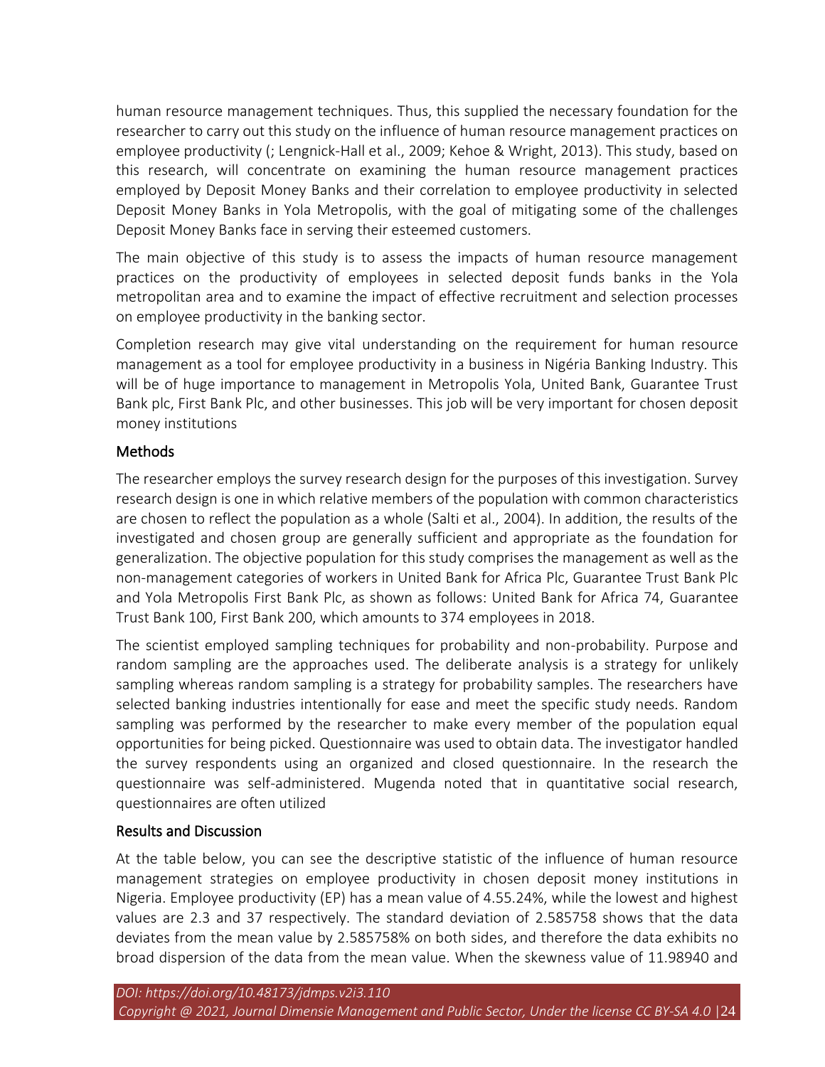human resource management techniques. Thus, this supplied the necessary foundation for the researcher to carry out this study on the influence of human resource management practices on employee productivity (; Lengnick-Hall et al., 2009; Kehoe & Wright, 2013). This study, based on this research, will concentrate on examining the human resource management practices employed by Deposit Money Banks and their correlation to employee productivity in selected Deposit Money Banks in Yola Metropolis, with the goal of mitigating some of the challenges Deposit Money Banks face in serving their esteemed customers.

The main objective of this study is to assess the impacts of human resource management practices on the productivity of employees in selected deposit funds banks in the Yola metropolitan area and to examine the impact of effective recruitment and selection processes on employee productivity in the banking sector.

Completion research may give vital understanding on the requirement for human resource management as a tool for employee productivity in a business in Nigéria Banking Industry. This will be of huge importance to management in Metropolis Yola, United Bank, Guarantee Trust Bank plc, First Bank Plc, and other businesses. This job will be very important for chosen deposit money institutions

## Methods

The researcher employs the survey research design for the purposes of this investigation. Survey research design is one in which relative members of the population with common characteristics are chosen to reflect the population as a whole (Salti et al., 2004). In addition, the results of the investigated and chosen group are generally sufficient and appropriate as the foundation for generalization. The objective population for this study comprises the management as well as the non-management categories of workers in United Bank for Africa Plc, Guarantee Trust Bank Plc and Yola Metropolis First Bank Plc, as shown as follows: United Bank for Africa 74, Guarantee Trust Bank 100, First Bank 200, which amounts to 374 employees in 2018.

The scientist employed sampling techniques for probability and non-probability. Purpose and random sampling are the approaches used. The deliberate analysis is a strategy for unlikely sampling whereas random sampling is a strategy for probability samples. The researchers have selected banking industries intentionally for ease and meet the specific study needs. Random sampling was performed by the researcher to make every member of the population equal opportunities for being picked. Questionnaire was used to obtain data. The investigator handled the survey respondents using an organized and closed questionnaire. In the research the questionnaire was self-administered. Mugenda noted that in quantitative social research, questionnaires are often utilized

## Results and Discussion

At the table below, you can see the descriptive statistic of the influence of human resource management strategies on employee productivity in chosen deposit money institutions in Nigeria. Employee productivity (EP) has a mean value of 4.55.24%, while the lowest and highest values are 2.3 and 37 respectively. The standard deviation of 2.585758 shows that the data deviates from the mean value by 2.585758% on both sides, and therefore the data exhibits no broad dispersion of the data from the mean value. When the skewness value of 11.98940 and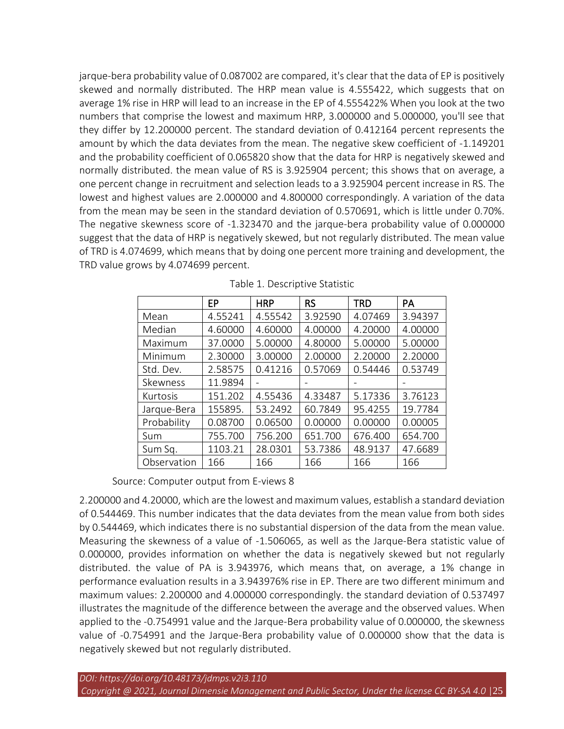jarque-bera probability value of 0.087002 are compared, it's clear that the data of EP is positively skewed and normally distributed. The HRP mean value is 4.555422, which suggests that on average 1% rise in HRP will lead to an increase in the EP of 4.555422% When you look at the two numbers that comprise the lowest and maximum HRP, 3.000000 and 5.000000, you'll see that they differ by 12.200000 percent. The standard deviation of 0.412164 percent represents the amount by which the data deviates from the mean. The negative skew coefficient of -1.149201 and the probability coefficient of 0.065820 show that the data for HRP is negatively skewed and normally distributed. the mean value of RS is 3.925904 percent; this shows that on average, a one percent change in recruitment and selection leads to a 3.925904 percent increase in RS. The lowest and highest values are 2.000000 and 4.800000 correspondingly. A variation of the data from the mean may be seen in the standard deviation of 0.570691, which is little under 0.70%. The negative skewness score of -1.323470 and the jarque-bera probability value of 0.000000 suggest that the data of HRP is negatively skewed, but not regularly distributed. The mean value of TRD is 4.074699, which means that by doing one percent more training and development, the TRD value grows by 4.074699 percent.

Table 1. Descriptive Statistic

| | EP | HRP | RS | TRD | PA |
|---|---|---|---|---|---|
| Mean | 4.55241 | 4.55542 | 3.92590 | 4.07469 | 3.94397 |
| Median | 4.60000 | 4.60000 | 4.00000 | 4.20000 | 4.00000 |
| Maximum | 37.0000 | 5.00000 | 4.80000 | 5.00000 | 5.00000 |
| Minimum | 2.30000 | 3.00000 | 2.00000 | 2.20000 | 2.20000 |
| Std. Dev. | 2.58575 | 0.41216 | 0.57069 | 0.54446 | 0.53749 |
| Skewness | 11.9894 | - | - | - | - |
| Kurtosis | 151.202 | 4.55436 | 4.33487 | 5.17336 | 3.76123 |
| Jarque-Bera | 155895. | 53.2492 | 60.7849 | 95.4255 | 19.7784 |
| Probability | 0.08700 | 0.06500 | 0.00000 | 0.00000 | 0.00005 |
| Sum | 755.700 | 756.200 | 651.700 | 676.400 | 654.700 |
| Sum Sq. | 1103.21 | 28.0301 | 53.7386 | 48.9137 | 47.6689 |
| Observation | 166 | 166 | 166 | 166 | 166 |

Source: Computer output from E-views 8

2.200000 and 4.20000, which are the lowest and maximum values, establish a standard deviation of 0.544469. This number indicates that the data deviates from the mean value from both sides by 0.544469, which indicates there is no substantial dispersion of the data from the mean value. Measuring the skewness of a value of -1.506065, as well as the Jarque-Bera statistic value of 0.000000, provides information on whether the data is negatively skewed but not regularly distributed. the value of PA is 3.943976, which means that, on average, a 1% change in performance evaluation results in a 3.943976% rise in EP. There are two different minimum and maximum values: 2.200000 and 4.000000 correspondingly. the standard deviation of 0.537497 illustrates the magnitude of the difference between the average and the observed values. When applied to the -0.754991 value and the Jarque-Bera probability value of 0.000000, the skewness value of -0.754991 and the Jarque-Bera probability value of 0.000000 show that the data is negatively skewed but not regularly distributed.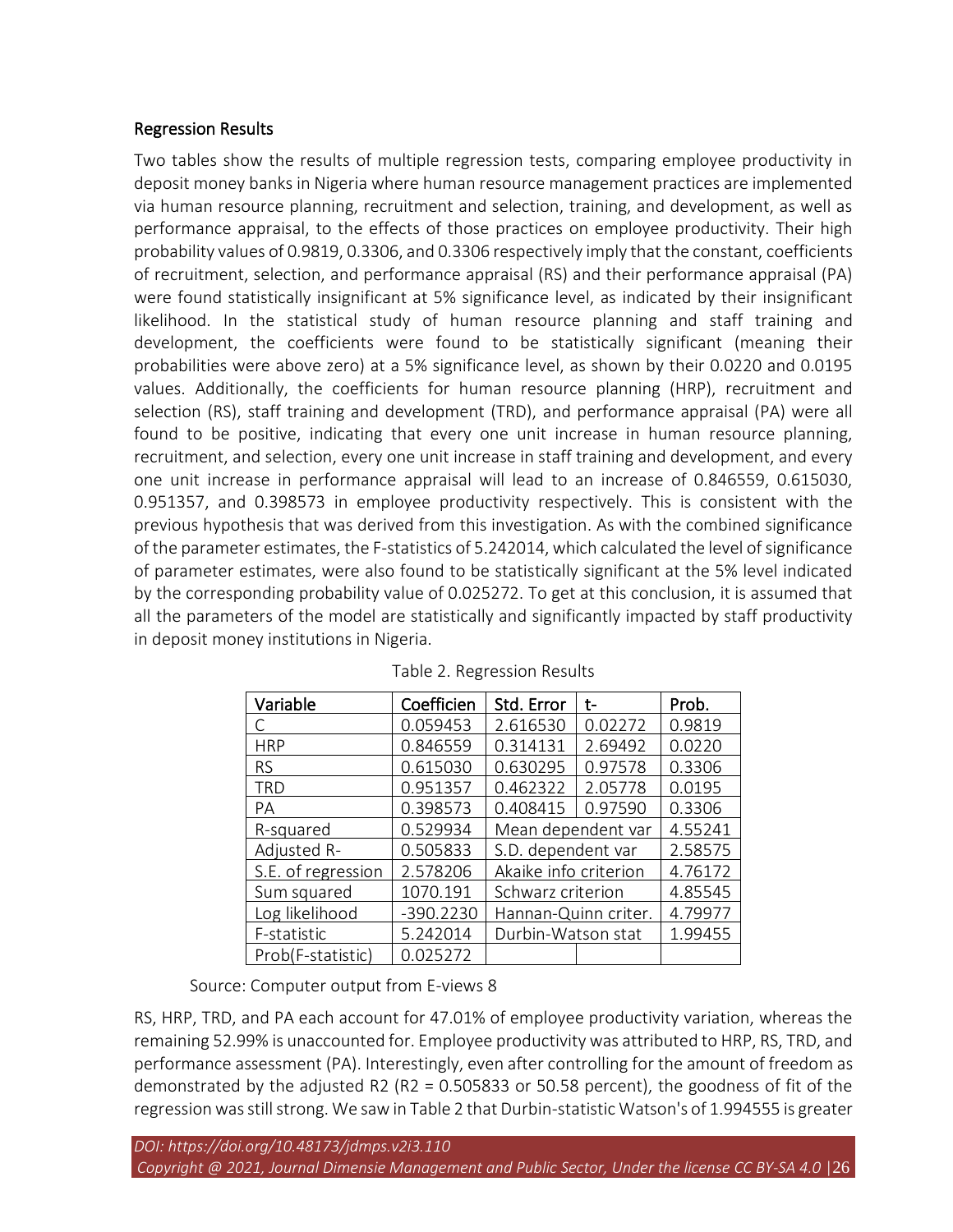## Regression Results

Two tables show the results of multiple regression tests, comparing employee productivity in deposit money banks in Nigeria where human resource management practices are implemented via human resource planning, recruitment and selection, training, and development, as well as performance appraisal, to the effects of those practices on employee productivity. Their high probability values of 0.9819, 0.3306, and 0.3306 respectively imply that the constant, coefficients of recruitment, selection, and performance appraisal (RS) and their performance appraisal (PA) were found statistically insignificant at 5% significance level, as indicated by their insignificant likelihood. In the statistical study of human resource planning and staff training and development, the coefficients were found to be statistically significant (meaning their probabilities were above zero) at a 5% significance level, as shown by their 0.0220 and 0.0195 values. Additionally, the coefficients for human resource planning (HRP), recruitment and selection (RS), staff training and development (TRD), and performance appraisal (PA) were all found to be positive, indicating that every one unit increase in human resource planning, recruitment, and selection, every one unit increase in staff training and development, and every one unit increase in performance appraisal will lead to an increase of 0.846559, 0.615030, 0.951357, and 0.398573 in employee productivity respectively. This is consistent with the previous hypothesis that was derived from this investigation. As with the combined significance of the parameter estimates, the F-statistics of 5.242014, which calculated the level of significance of parameter estimates, were also found to be statistically significant at the 5% level indicated by the corresponding probability value of 0.025272. To get at this conclusion, it is assumed that all the parameters of the model are statistically and significantly impacted by staff productivity in deposit money institutions in Nigeria.

Table 2. Regression Results

| Variable | Coefficien | Std. Error | t- | Prob. |
|---|---|---|---|---|
| C | 0.059453 | 2.616530 | 0.02272 | 0.9819 |
| HRP | 0.846559 | 0.314131 | 2.69492 | 0.0220 |
| RS | 0.615030 | 0.630295 | 0.97578 | 0.3306 |
| TRD | 0.951357 | 0.462322 | 2.05778 | 0.0195 |
| PA | 0.398573 | 0.408415 | 0.97590 | 0.3306 |
| R-squared | 0.529934 | Mean dependent var | | 4.55241 |
| Adjusted R- | 0.505833 | S.D. dependent var | | 2.58575 |
| S.E. of regression | 2.578206 | Akaike info criterion | | 4.76172 |
| Sum squared | 1070.191 | Schwarz criterion | | 4.85545 |
| Log likelihood | -390.2230 | Hannan-Quinn criter. | | 4.79977 |
| F-statistic | 5.242014 | Durbin-Watson stat | | 1.99455 |
| Prob(F-statistic) | 0.025272 | | | |

Source: Computer output from E-views 8

RS, HRP, TRD, and PA each account for 47.01% of employee productivity variation, whereas the remaining 52.99% is unaccounted for. Employee productivity was attributed to HRP, RS, TRD, and performance assessment (PA). Interestingly, even after controlling for the amount of freedom as demonstrated by the adjusted R2 ($R^2$ = 0.505833 or 50.58 percent), the goodness of fit of the regression was still strong. We saw in Table 2 that Durbin-statistic Watson's of 1.994555 is greater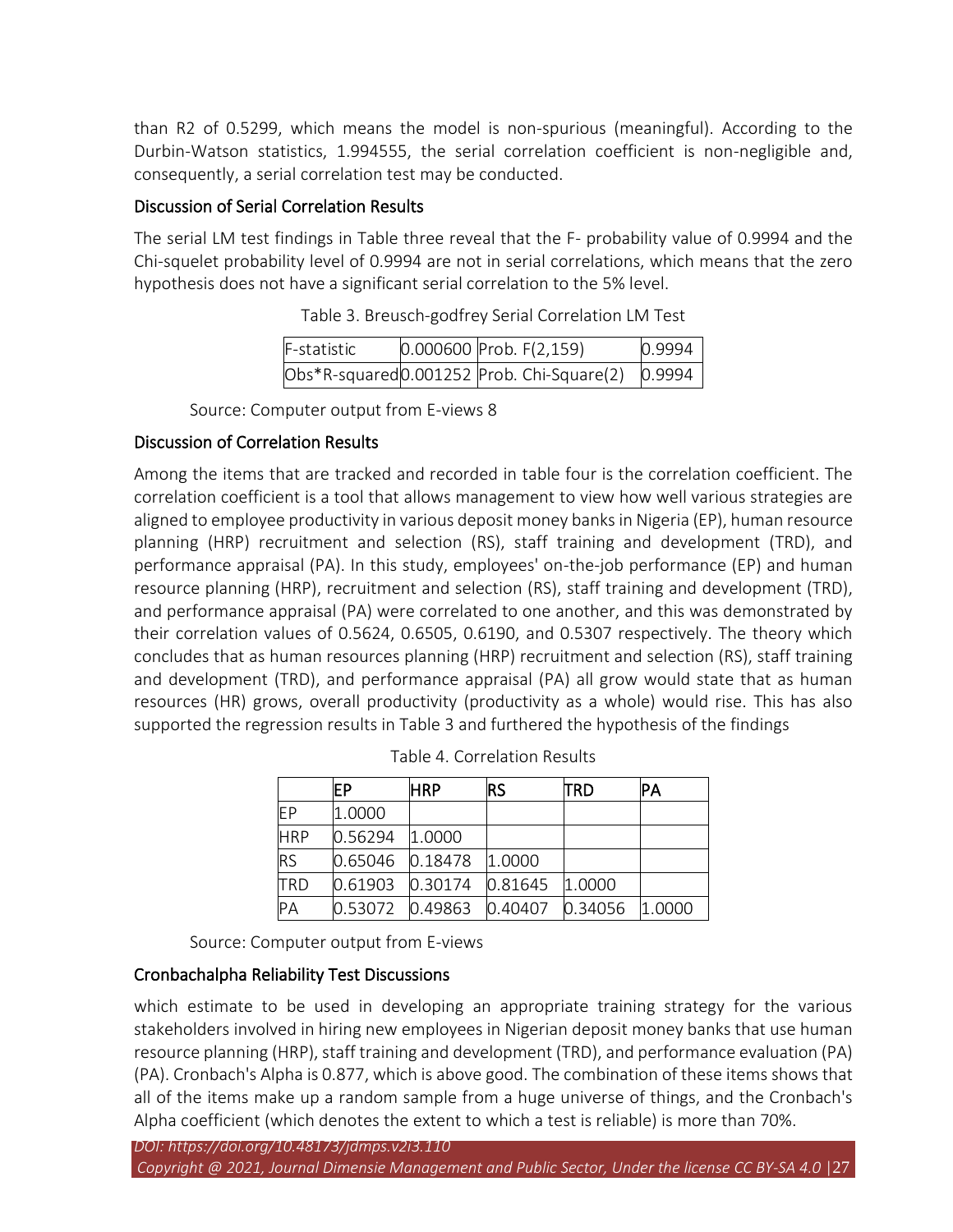than R2 of 0.5299, which means the model is non-spurious (meaningful). According to the Durbin-Watson statistics, 1.994555, the serial correlation coefficient is non-negligible and, consequently, a serial correlation test may be conducted.

### Discussion of Serial Correlation Results

The serial LM test findings in Table three reveal that the F- probability value of 0.9994 and the Chi-squelet probability level of 0.9994 are not in serial correlations, which means that the zero hypothesis does not have a significant serial correlation to the 5% level.

Table 3. Breusch-godfrey Serial Correlation LM Test

| F-statistic | 0.000600 | Prob. F(2,159) | 0.9994 |
|---|---|---|---|
| Obs*R-squared | 0.001252 | Prob. Chi-Square(2) | 0.9994 |

Source: Computer output from E-views 8

### Discussion of Correlation Results

Among the items that are tracked and recorded in table four is the correlation coefficient. The correlation coefficient is a tool that allows management to view how well various strategies are aligned to employee productivity in various deposit money banks in Nigeria (EP), human resource planning (HRP) recruitment and selection (RS), staff training and development (TRD), and performance appraisal (PA). In this study, employees' on-the-job performance (EP) and human resource planning (HRP), recruitment and selection (RS), staff training and development (TRD), and performance appraisal (PA) were correlated to one another, and this was demonstrated by their correlation values of 0.5624, 0.6505, 0.6190, and 0.5307 respectively. The theory which concludes that as human resources planning (HRP) recruitment and selection (RS), staff training and development (TRD), and performance appraisal (PA) all grow would state that as human resources (HR) grows, overall productivity (productivity as a whole) would rise. This has also supported the regression results in Table 3 and furthered the hypothesis of the findings

Table 4. Correlation Results

| | EP | HRP | RS | TRD | PA |
|---|---|---|---|---|---|
| EP | 1.0000 | | | | |
| HRP | 0.56294 | 1.0000 | | | |
| RS | 0.65046 | 0.18478 | 1.0000 | | |
| TRD | 0.61903 | 0.30174 | 0.81645 | 1.0000 | |
| PA | 0.53072 | 0.49863 | 0.40407 | 0.34056 | 1.0000 |

Source: Computer output from E-views

### Cronbachalpha Reliability Test Discussions

which estimate to be used in developing an appropriate training strategy for the various stakeholders involved in hiring new employees in Nigerian deposit money banks that use human resource planning (HRP), staff training and development (TRD), and performance evaluation (PA) (PA). Cronbach's Alpha is 0.877, which is above good. The combination of these items shows that all of the items make up a random sample from a huge universe of things, and the Cronbach's Alpha coefficient (which denotes the extent to which a test is reliable) is more than 70%.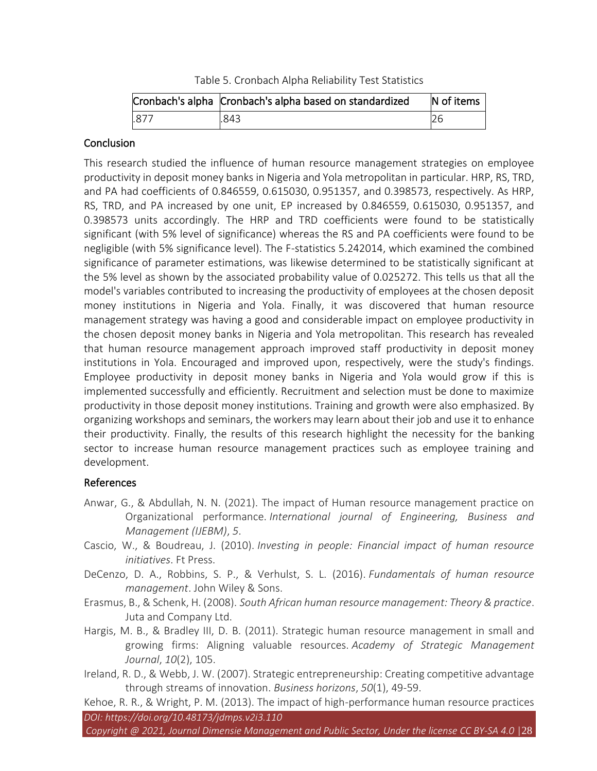Table 5. Cronbach Alpha Reliability Test Statistics

| Cronbach's alpha | Cronbach's alpha based on standardized | N of items |
|---|---|---|
| .877 | .843 | 26 |

## Conclusion

This research studied the influence of human resource management strategies on employee productivity in deposit money banks in Nigeria and Yola metropolitan in particular. HRP, RS, TRD, and PA had coefficients of 0.846559, 0.615030, 0.951357, and 0.398573, respectively. As HRP, RS, TRD, and PA increased by one unit, EP increased by 0.846559, 0.615030, 0.951357, and 0.398573 units accordingly. The HRP and TRD coefficients were found to be statistically significant (with 5% level of significance) whereas the RS and PA coefficients were found to be negligible (with 5% significance level). The F-statistics 5.242014, which examined the combined significance of parameter estimations, was likewise determined to be statistically significant at the 5% level as shown by the associated probability value of 0.025272. This tells us that all the model's variables contributed to increasing the productivity of employees at the chosen deposit money institutions in Nigeria and Yola. Finally, it was discovered that human resource management strategy was having a good and considerable impact on employee productivity in the chosen deposit money banks in Nigeria and Yola metropolitan. This research has revealed that human resource management approach improved staff productivity in deposit money institutions in Yola. Encouraged and improved upon, respectively, were the study's findings. Employee productivity in deposit money banks in Nigeria and Yola would grow if this is implemented successfully and efficiently. Recruitment and selection must be done to maximize productivity in those deposit money institutions. Training and growth were also emphasized. By organizing workshops and seminars, the workers may learn about their job and use it to enhance their productivity. Finally, the results of this research highlight the necessity for the banking sector to increase human resource management practices such as employee training and development.

## References

Anwar, G., & Abdullah, N. N. (2021). The impact of Human resource management practice on Organizational performance. *International journal of Engineering, Business and Management (IJEBM)*, *5*.

Cascio, W., & Boudreau, J. (2010). *Investing in people: Financial impact of human resource initiatives*. Ft Press.

DeCenzo, D. A., Robbins, S. P., & Verhulst, S. L. (2016). *Fundamentals of human resource management*. John Wiley & Sons.

Erasmus, B., & Schenk, H. (2008). *South African human resource management: Theory & practice*. Juta and Company Ltd.

Hargis, M. B., & Bradley III, D. B. (2011). Strategic human resource management in small and growing firms: Aligning valuable resources. *Academy of Strategic Management Journal*, *10*(2), 105.

Ireland, R. D., & Webb, J. W. (2007). Strategic entrepreneurship: Creating competitive advantage through streams of innovation. *Business horizons*, *50*(1), 49-59.

Kehoe, R. R., & Wright, P. M. (2013). The impact of high-performance human resource practices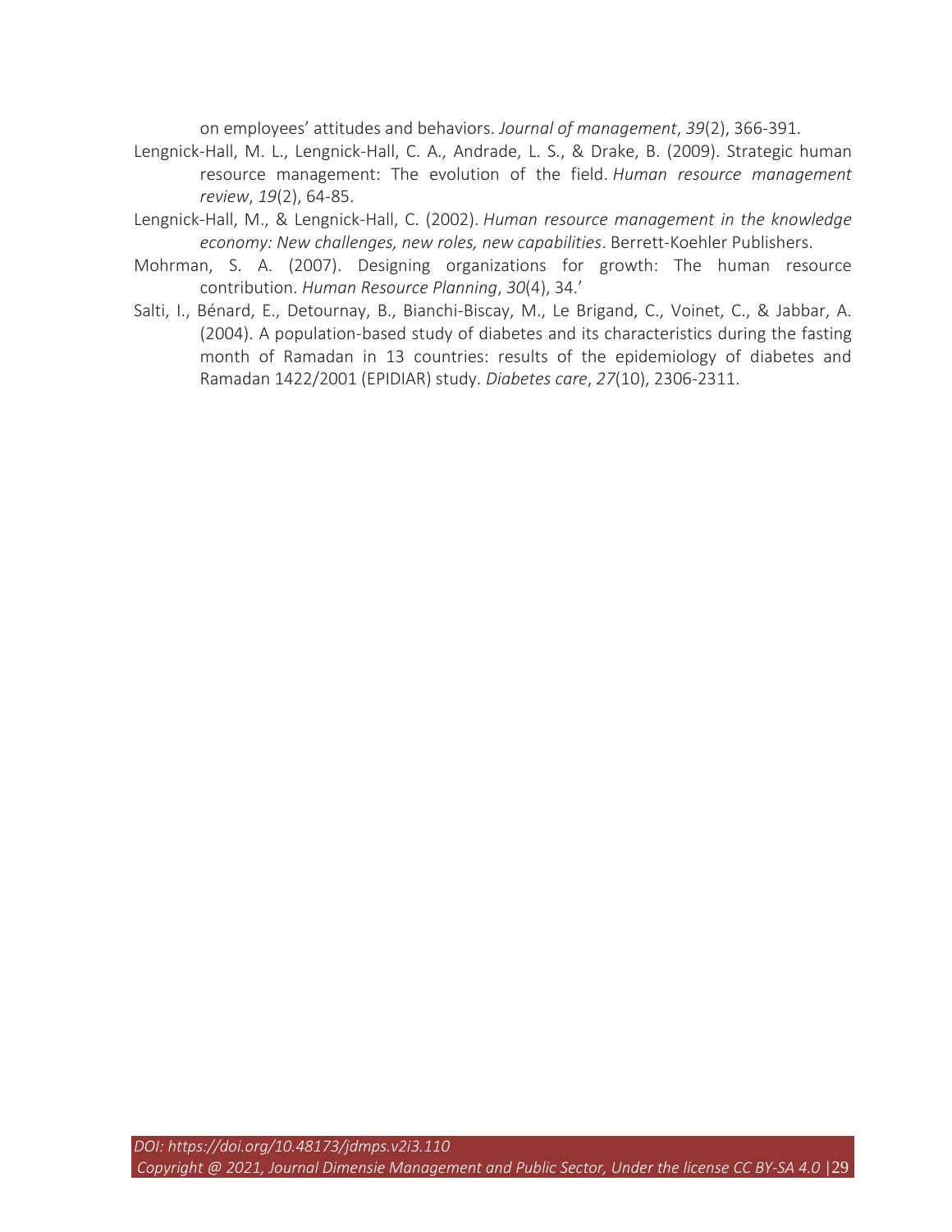on employees' attitudes and behaviors. *Journal of management*, *39*(2), 366-391.

Lengnick-Hall, M. L., Lengnick-Hall, C. A., Andrade, L. S., & Drake, B. (2009). Strategic human resource management: The evolution of the field. *Human resource management review*, *19*(2), 64-85.

Lengnick-Hall, M., & Lengnick-Hall, C. (2002). *Human resource management in the knowledge economy: New challenges, new roles, new capabilities*. Berrett-Koehler Publishers.

Mohrman, S. A. (2007). Designing organizations for growth: The human resource contribution. *Human Resource Planning*, *30*(4), 34.'

Salti, I., Bénard, E., Detournay, B., Bianchi-Biscay, M., Le Brigand, C., Voinet, C., & Jabbar, A. (2004). A population-based study of diabetes and its characteristics during the fasting month of Ramadan in 13 countries: results of the epidemiology of diabetes and Ramadan 1422/2001 (EPIDIAR) study. *Diabetes care*, *27*(10), 2306-2311.